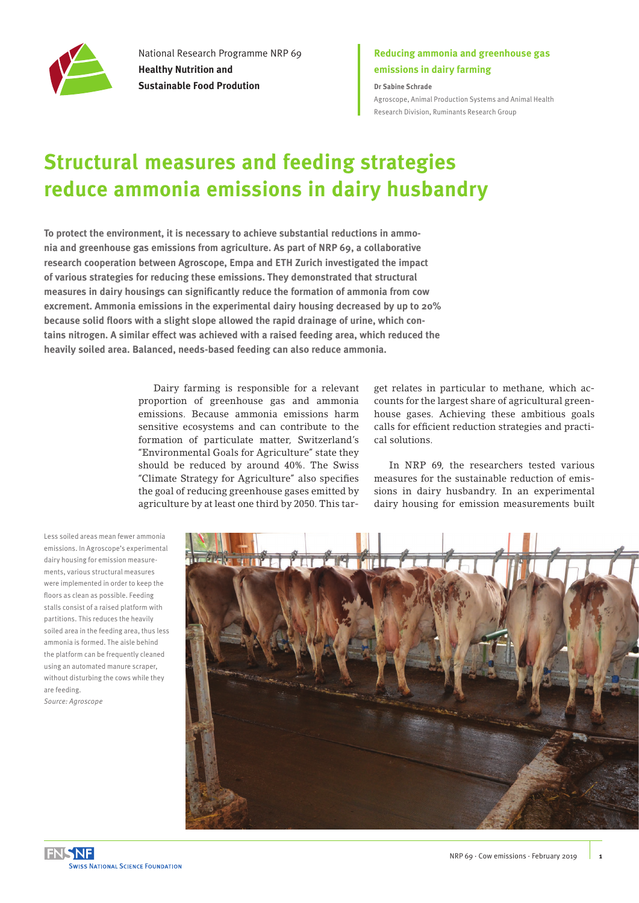National Research Programme NRP 69
**Healthy Nutrition and Sustainable Food Prodution**

**Reducing ammonia and greenhouse gas emissions in dairy farming**

**Dr Sabine Schrade**
Agroscope, Animal Production Systems and Animal Health Research Division, Ruminants Research Group

# Structural measures and feeding strategies reduce ammonia emissions in dairy husbandry

**To protect the environment, it is necessary to achieve substantial reductions in ammonia and greenhouse gas emissions from agriculture. As part of NRP 69, a collaborative research cooperation between Agroscope, Empa and ETH Zurich investigated the impact of various strategies for reducing these emissions. They demonstrated that structural measures in dairy housings can significantly reduce the formation of ammonia from cow excrement. Ammonia emissions in the experimental dairy housing decreased by up to 20% because solid floors with a slight slope allowed the rapid drainage of urine, which contains nitrogen. A similar effect was achieved with a raised feeding area, which reduced the heavily soiled area. Balanced, needs-based feeding can also reduce ammonia.**

Dairy farming is responsible for a relevant proportion of greenhouse gas and ammonia emissions. Because ammonia emissions harm sensitive ecosystems and can contribute to the formation of particulate matter, Switzerland's "Environmental Goals for Agriculture" state they should be reduced by around 40%. The Swiss "Climate Strategy for Agriculture" also specifies the goal of reducing greenhouse gases emitted by agriculture by at least one third by 2050. This target relates in particular to methane, which accounts for the largest share of agricultural greenhouse gases. Achieving these ambitious goals calls for efficient reduction strategies and practical solutions.

In NRP 69, the researchers tested various measures for the sustainable reduction of emissions in dairy husbandry. In an experimental dairy housing for emission measurements built

Less soiled areas mean fewer ammonia emissions. In Agroscope's experimental dairy housing for emission measurements, various structural measures were implemented in order to keep the floors as clean as possible. Feeding stalls consist of a raised platform with partitions. This reduces the heavily soiled area in the feeding area, thus less ammonia is formed. The aisle behind the platform can be frequently cleaned using an automated manure scraper, without disturbing the cows while they are feeding.
*Source: Agroscope*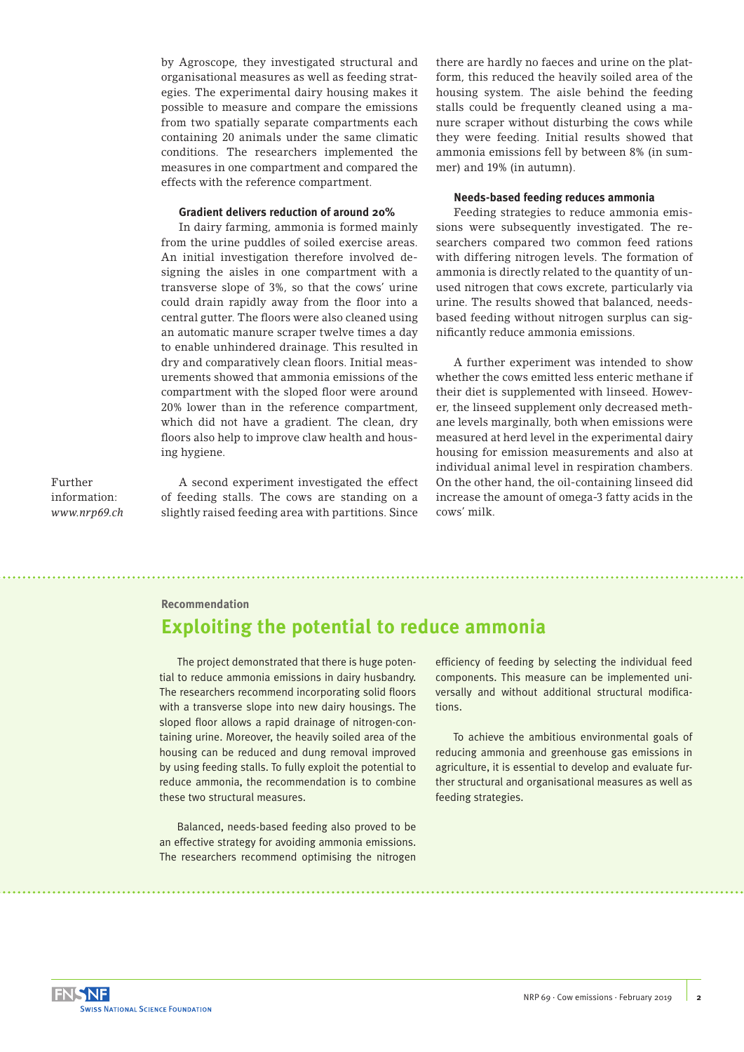by Agroscope, they investigated structural and organisational measures as well as feeding strategies. The experimental dairy housing makes it possible to measure and compare the emissions from two spatially separate compartments each containing 20 animals under the same climatic conditions. The researchers implemented the measures in one compartment and compared the effects with the reference compartment.

### Gradient delivers reduction of around 20%

In dairy farming, ammonia is formed mainly from the urine puddles of soiled exercise areas. An initial investigation therefore involved designing the aisles in one compartment with a transverse slope of 3%, so that the cows' urine could drain rapidly away from the floor into a central gutter. The floors were also cleaned using an automatic manure scraper twelve times a day to enable unhindered drainage. This resulted in dry and comparatively clean floors. Initial measurements showed that ammonia emissions of the compartment with the sloped floor were around 20% lower than in the reference compartment, which did not have a gradient. The clean, dry floors also help to improve claw health and housing hygiene.

A second experiment investigated the effect of feeding stalls. The cows are standing on a slightly raised feeding area with partitions. Since there are hardly no faeces and urine on the platform, this reduced the heavily soiled area of the housing system. The aisle behind the feeding stalls could be frequently cleaned using a manure scraper without disturbing the cows while they were feeding. Initial results showed that ammonia emissions fell by between 8% (in summer) and 19% (in autumn).

Further information: *www.nrp69.ch*

### Needs-based feeding reduces ammonia

Feeding strategies to reduce ammonia emissions were subsequently investigated. The researchers compared two common feed rations with differing nitrogen levels. The formation of ammonia is directly related to the quantity of unused nitrogen that cows excrete, particularly via urine. The results showed that balanced, needs-based feeding without nitrogen surplus can significantly reduce ammonia emissions.

A further experiment was intended to show whether the cows emitted less enteric methane if their diet is supplemented with linseed. However, the linseed supplement only decreased methane levels marginally, both when emissions were measured at herd level in the experimental dairy housing for emission measurements and also at individual animal level in respiration chambers. On the other hand, the oil-containing linseed did increase the amount of omega-3 fatty acids in the cows' milk.

Recommendation

## Exploiting the potential to reduce ammonia

The project demonstrated that there is huge potential to reduce ammonia emissions in dairy husbandry. The researchers recommend incorporating solid floors with a transverse slope into new dairy housings. The sloped floor allows a rapid drainage of nitrogen-containing urine. Moreover, the heavily soiled area of the housing can be reduced and dung removal improved by using feeding stalls. To fully exploit the potential to reduce ammonia, the recommendation is to combine these two structural measures.

Balanced, needs-based feeding also proved to be an effective strategy for avoiding ammonia emissions. The researchers recommend optimising the nitrogen efficiency of feeding by selecting the individual feed components. This measure can be implemented universally and without additional structural modifications.

To achieve the ambitious environmental goals of reducing ammonia and greenhouse gas emissions in agriculture, it is essential to develop and evaluate further structural and organisational measures as well as feeding strategies.